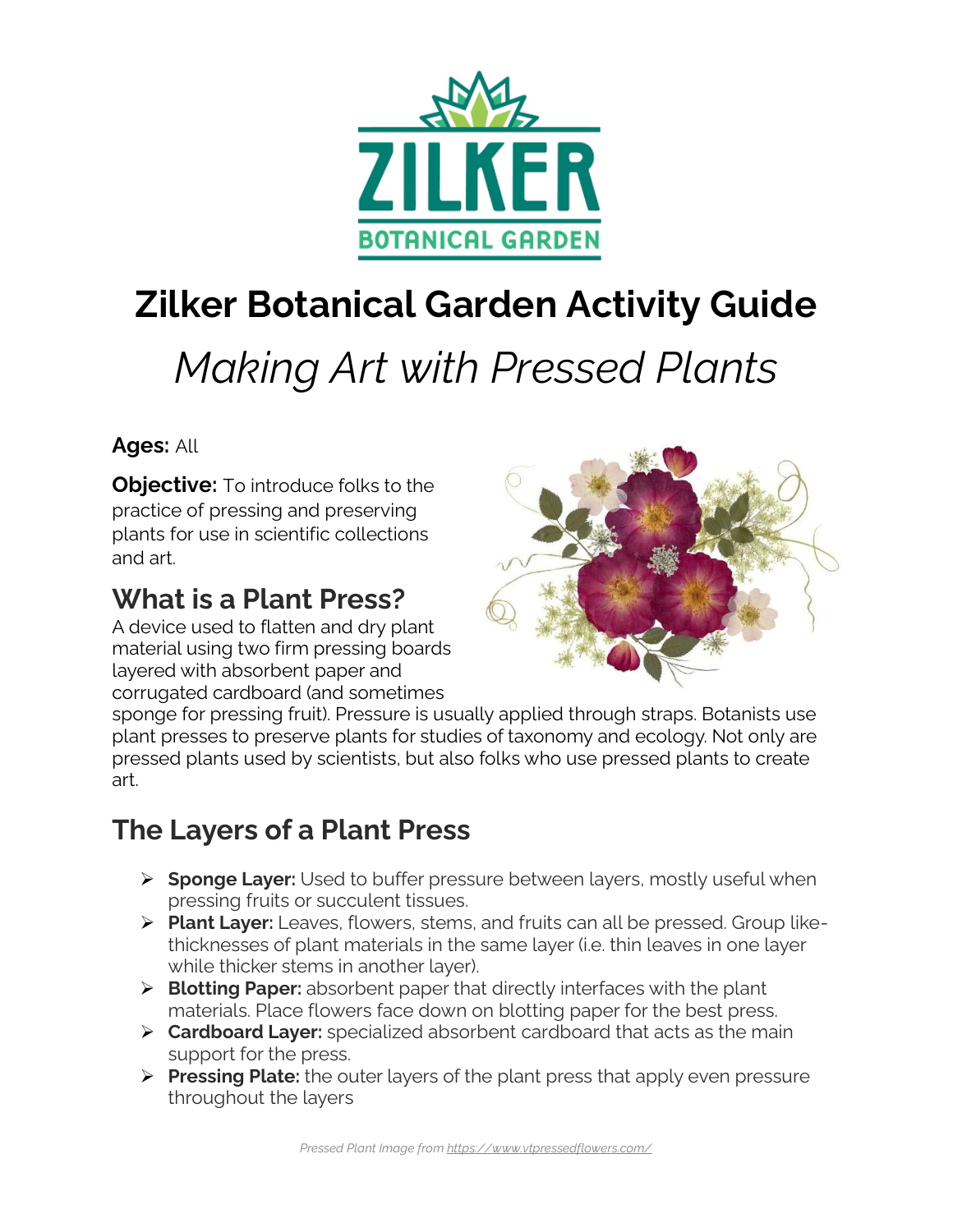# Zilker Botanical Garden Activity Guide

## *Making Art with Pressed Plants*

**Ages:** All

**Objective:** To introduce folks to the practice of pressing and preserving plants for use in scientific collections and art.

## What is a Plant Press?

A device used to flatten and dry plant material using two firm pressing boards layered with absorbent paper and corrugated cardboard (and sometimes sponge for pressing fruit). Pressure is usually applied through straps. Botanists use plant presses to preserve plants for studies of taxonomy and ecology. Not only are pressed plants used by scientists, but also folks who use pressed plants to create art.

## The Layers of a Plant Press

- **Sponge Layer:** Used to buffer pressure between layers, mostly useful when pressing fruits or succulent tissues.
- **Plant Layer:** Leaves, flowers, stems, and fruits can all be pressed. Group like-thicknesses of plant materials in the same layer (i.e. thin leaves in one layer while thicker stems in another layer).
- **Blotting Paper:** absorbent paper that directly interfaces with the plant materials. Place flowers face down on blotting paper for the best press.
- **Cardboard Layer:** specialized absorbent cardboard that acts as the main support for the press.
- **Pressing Plate:** the outer layers of the plant press that apply even pressure throughout the layers

*Pressed Plant Image from https://www.vtpressedflowers.com/*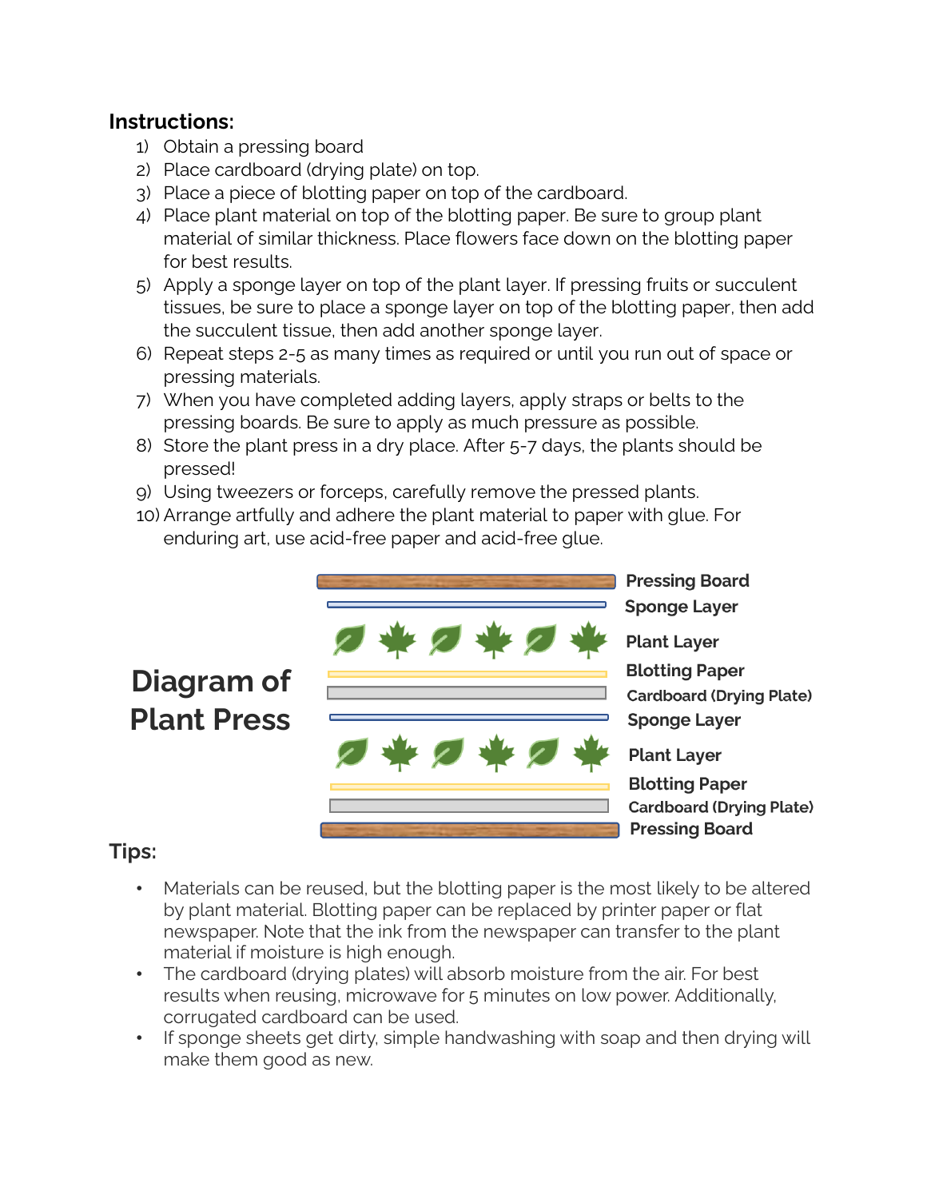**Instructions:**

1) Obtain a pressing board
2) Place cardboard (drying plate) on top.
3) Place a piece of blotting paper on top of the cardboard.
4) Place plant material on top of the blotting paper. Be sure to group plant material of similar thickness. Place flowers face down on the blotting paper for best results.
5) Apply a sponge layer on top of the plant layer. If pressing fruits or succulent tissues, be sure to place a sponge layer on top of the blotting paper, then add the succulent tissue, then add another sponge layer.
6) Repeat steps 2-5 as many times as required or until you run out of space or pressing materials.
7) When you have completed adding layers, apply straps or belts to the pressing boards. Be sure to apply as much pressure as possible.
8) Store the plant press in a dry place. After 5-7 days, the plants should be pressed!
9) Using tweezers or forceps, carefully remove the pressed plants.
10) Arrange artfully and adhere the plant material to paper with glue. For enduring art, use acid-free paper and acid-free glue.

**Diagram of Plant Press**

Pressing Board
Sponge Layer
Plant Layer
Blotting Paper
Cardboard (Drying Plate)
Sponge Layer
Plant Layer
Blotting Paper
Cardboard (Drying Plate)
Pressing Board

**Tips:**

- Materials can be reused, but the blotting paper is the most likely to be altered by plant material. Blotting paper can be replaced by printer paper or flat newspaper. Note that the ink from the newspaper can transfer to the plant material if moisture is high enough.
- The cardboard (drying plates) will absorb moisture from the air. For best results when reusing, microwave for 5 minutes on low power. Additionally, corrugated cardboard can be used.
- If sponge sheets get dirty, simple handwashing with soap and then drying will make them good as new.